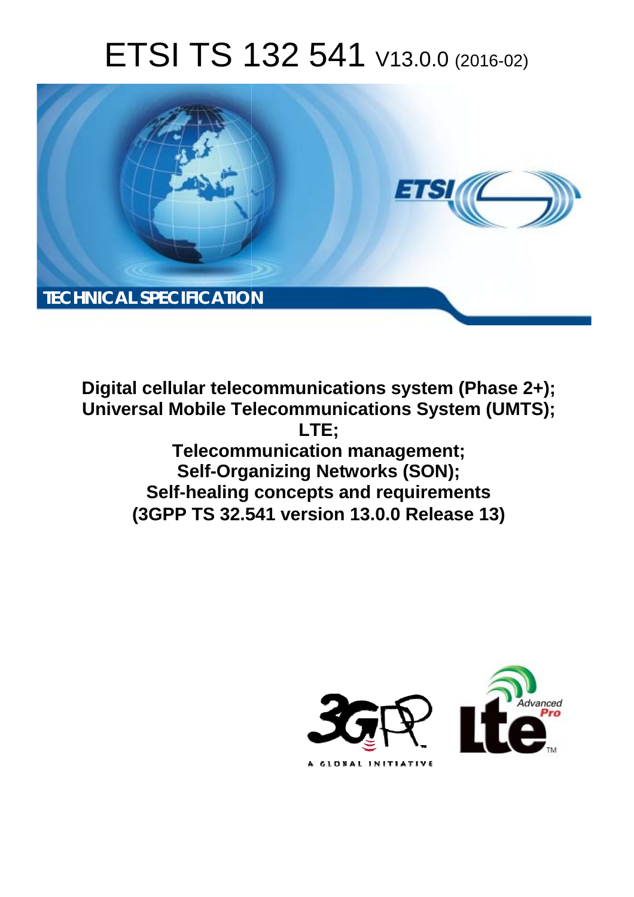# ETSI TS 132 541 V13.0.0 (2016-02)

TECHNICAL SPECIFICATION

**Digital cellular telecommunications system (Phase 2+); Universal Mobile Telecommunications System (UMTS); LTE; Telecommunication management; Self-Organizing Networks (SON); Self-healing concepts and requirements (3GPP TS 32.541 version 13.0.0 Release 13)**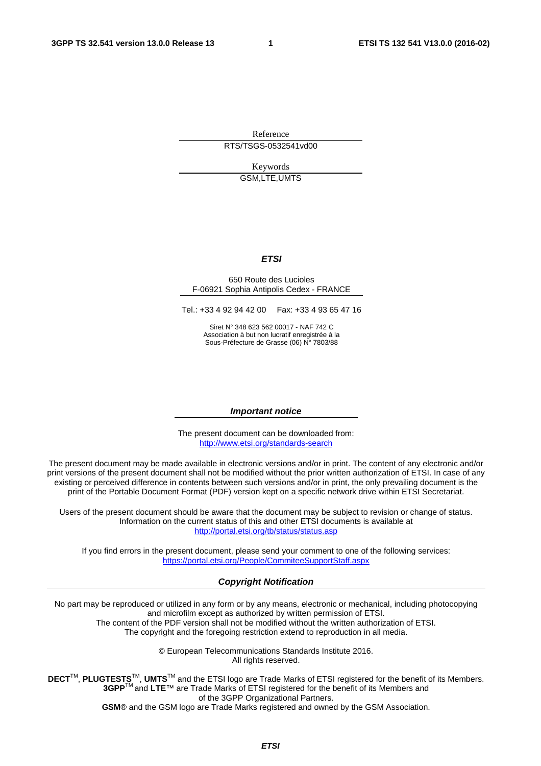Reference

RTS/TSGS-0532541vd00

Keywords

GSM,LTE,UMTS

***ETSI***

650 Route des Lucioles
F-06921 Sophia Antipolis Cedex - FRANCE

Tel.: +33 4 92 94 42 00 Fax: +33 4 93 65 47 16

Siret N° 348 623 562 00017 - NAF 742 C
Association à but non lucratif enregistrée à la
Sous-Préfecture de Grasse (06) N° 7803/88

***Important notice***

The present document can be downloaded from:
http://www.etsi.org/standards-search

The present document may be made available in electronic versions and/or in print. The content of any electronic and/or print versions of the present document shall not be modified without the prior written authorization of ETSI. In case of any existing or perceived difference in contents between such versions and/or in print, the only prevailing document is the print of the Portable Document Format (PDF) version kept on a specific network drive within ETSI Secretariat.

Users of the present document should be aware that the document may be subject to revision or change of status. Information on the current status of this and other ETSI documents is available at
http://portal.etsi.org/tb/status/status.asp

If you find errors in the present document, please send your comment to one of the following services:
https://portal.etsi.org/People/CommiteeSupportStaff.aspx

***Copyright Notification***

No part may be reproduced or utilized in any form or by any means, electronic or mechanical, including photocopying and microfilm except as authorized by written permission of ETSI.
The content of the PDF version shall not be modified without the written authorization of ETSI.
The copyright and the foregoing restriction extend to reproduction in all media.

© European Telecommunications Standards Institute 2016.
All rights reserved.

**DECT**™, **PLUGTESTS**™, **UMTS**™ and the ETSI logo are Trade Marks of ETSI registered for the benefit of its Members.
**3GPP**™ and **LTE**™ are Trade Marks of ETSI registered for the benefit of its Members and of the 3GPP Organizational Partners.
**GSM**® and the GSM logo are Trade Marks registered and owned by the GSM Association.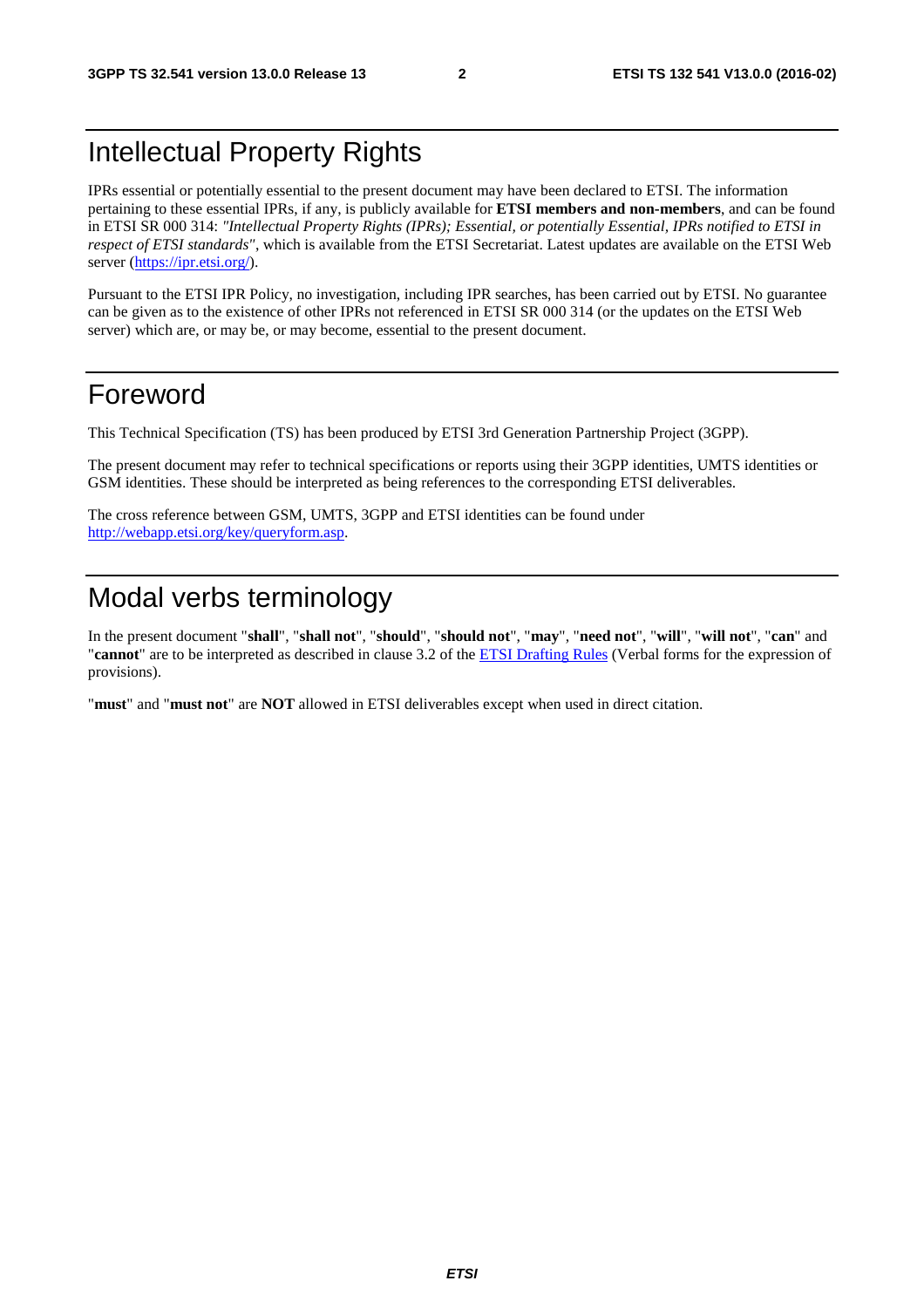# Intellectual Property Rights

IPRs essential or potentially essential to the present document may have been declared to ETSI. The information pertaining to these essential IPRs, if any, is publicly available for **ETSI members and non-members**, and can be found in ETSI SR 000 314: *"Intellectual Property Rights (IPRs); Essential, or potentially Essential, IPRs notified to ETSI in respect of ETSI standards"*, which is available from the ETSI Secretariat. Latest updates are available on the ETSI Web server (https://ipr.etsi.org/).

Pursuant to the ETSI IPR Policy, no investigation, including IPR searches, has been carried out by ETSI. No guarantee can be given as to the existence of other IPRs not referenced in ETSI SR 000 314 (or the updates on the ETSI Web server) which are, or may be, or may become, essential to the present document.

# Foreword

This Technical Specification (TS) has been produced by ETSI 3rd Generation Partnership Project (3GPP).

The present document may refer to technical specifications or reports using their 3GPP identities, UMTS identities or GSM identities. These should be interpreted as being references to the corresponding ETSI deliverables.

The cross reference between GSM, UMTS, 3GPP and ETSI identities can be found under http://webapp.etsi.org/key/queryform.asp.

# Modal verbs terminology

In the present document "**shall**", "**shall not**", "**should**", "**should not**", "**may**", "**need not**", "**will**", "**will not**", "**can**" and "**cannot**" are to be interpreted as described in clause 3.2 of the ETSI Drafting Rules (Verbal forms for the expression of provisions).

"**must**" and "**must not**" are **NOT** allowed in ETSI deliverables except when used in direct citation.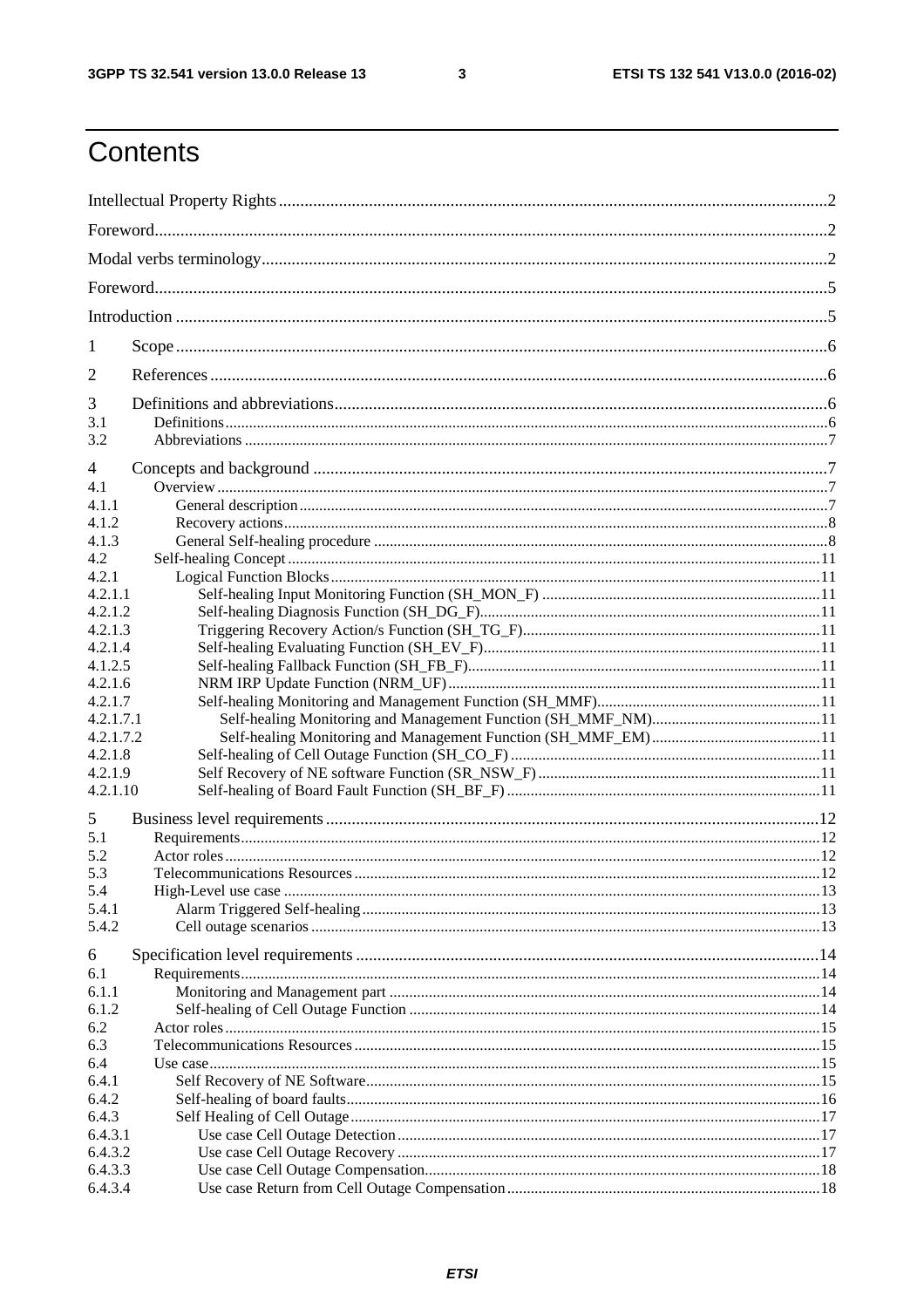# Contents

Intellectual Property Rights ..... 2

Foreword ..... 2

Modal verbs terminology ..... 2

Foreword ..... 5

Introduction ..... 5

1 Scope ..... 6

2 References ..... 6

3 Definitions and abbreviations ..... 6

3.1 Definitions ..... 6

3.2 Abbreviations ..... 7

4 Concepts and background ..... 7

4.1 Overview ..... 7

4.1.1 General description ..... 7

4.1.2 Recovery actions ..... 8

4.1.3 General Self-healing procedure ..... 8

4.2 Self-healing Concept ..... 11

4.2.1 Logical Function Blocks ..... 11

4.2.1.1 Self-healing Input Monitoring Function (SH_MON_F) ..... 11

4.2.1.2 Self-healing Diagnosis Function (SH_DG_F) ..... 11

4.2.1.3 Triggering Recovery Action/s Function (SH_TG_F) ..... 11

4.2.1.4 Self-healing Evaluating Function (SH_EV_F) ..... 11

4.1.2.5 Self-healing Fallback Function (SH_FB_F) ..... 11

4.2.1.6 NRM IRP Update Function (NRM_UF) ..... 11

4.2.1.7 Self-healing Monitoring and Management Function (SH_MMF) ..... 11

4.2.1.7.1 Self-healing Monitoring and Management Function (SH_MMF_NM) ..... 11

4.2.1.7.2 Self-healing Monitoring and Management Function (SH_MMF_EM) ..... 11

4.2.1.8 Self-healing of Cell Outage Function (SH_CO_F) ..... 11

4.2.1.9 Self Recovery of NE software Function (SR_NSW_F) ..... 11

4.2.1.10 Self-healing of Board Fault Function (SH_BF_F) ..... 11

5 Business level requirements ..... 12

5.1 Requirements ..... 12

5.2 Actor roles ..... 12

5.3 Telecommunications Resources ..... 12

5.4 High-Level use case ..... 13

5.4.1 Alarm Triggered Self-healing ..... 13

5.4.2 Cell outage scenarios ..... 13

6 Specification level requirements ..... 14

6.1 Requirements ..... 14

6.1.1 Monitoring and Management part ..... 14

6.1.2 Self-healing of Cell Outage Function ..... 14

6.2 Actor roles ..... 15

6.3 Telecommunications Resources ..... 15

6.4 Use case ..... 15

6.4.1 Self Recovery of NE Software ..... 15

6.4.2 Self-healing of board faults ..... 16

6.4.3 Self Healing of Cell Outage ..... 17

6.4.3.1 Use case Cell Outage Detection ..... 17

6.4.3.2 Use case Cell Outage Recovery ..... 17

6.4.3.3 Use case Cell Outage Compensation ..... 18

6.4.3.4 Use case Return from Cell Outage Compensation ..... 18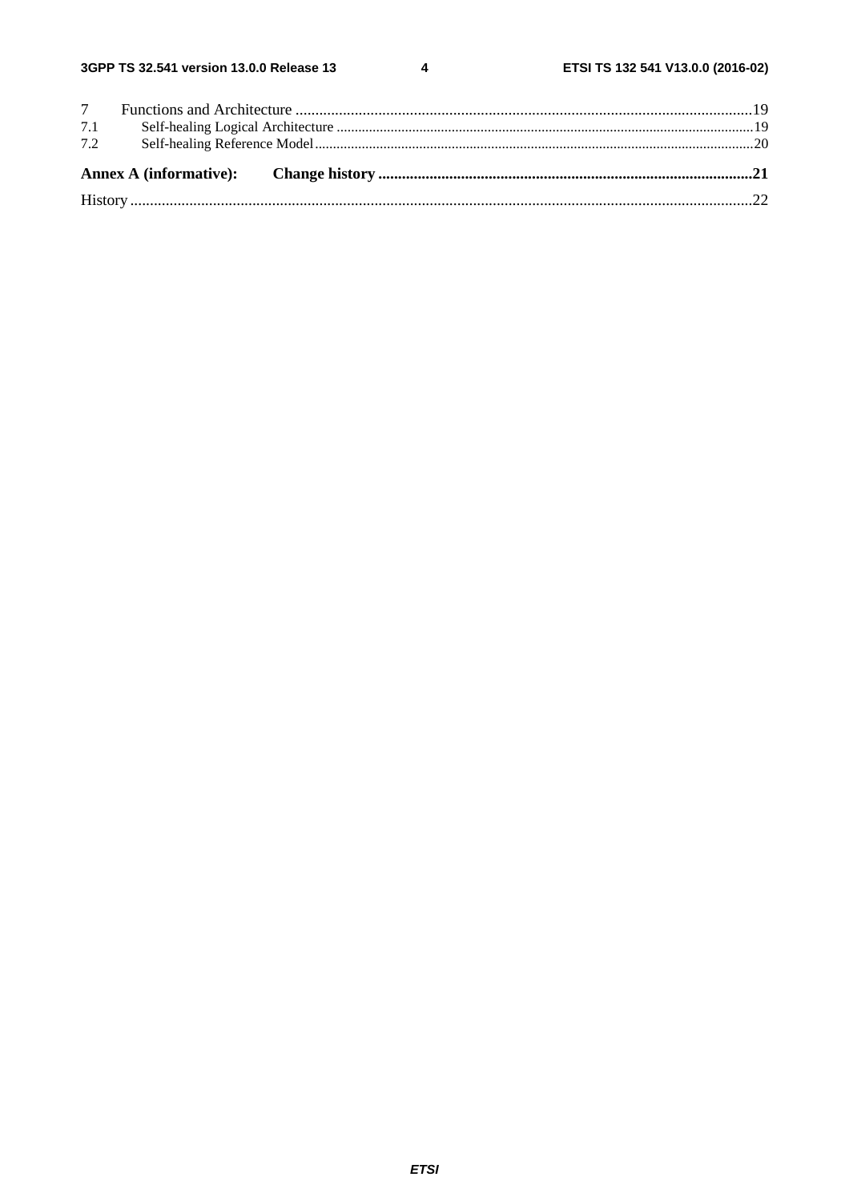7 Functions and Architecture ....................................................................................................................19
7.1 Self-healing Logical Architecture ....................................................................................................................19
7.2 Self-healing Reference Model..........................................................................................................................20

**Annex A (informative): Change history ..............................................................................................21**

History ............................................................................................................................................................22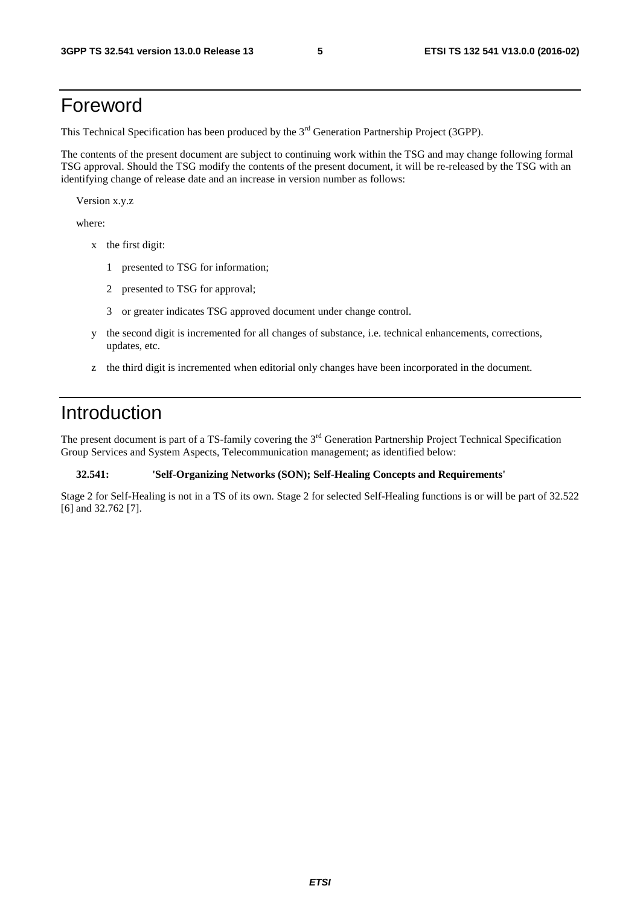# Foreword

This Technical Specification has been produced by the 3rd Generation Partnership Project (3GPP).

The contents of the present document are subject to continuing work within the TSG and may change following formal TSG approval. Should the TSG modify the contents of the present document, it will be re-released by the TSG with an identifying change of release date and an increase in version number as follows:

Version x.y.z

where:

- x the first digit:
  - 1 presented to TSG for information;
  - 2 presented to TSG for approval;
  - 3 or greater indicates TSG approved document under change control.
- y the second digit is incremented for all changes of substance, i.e. technical enhancements, corrections, updates, etc.
- z the third digit is incremented when editorial only changes have been incorporated in the document.

# Introduction

The present document is part of a TS-family covering the 3rd Generation Partnership Project Technical Specification Group Services and System Aspects, Telecommunication management; as identified below:

**32.541: 'Self-Organizing Networks (SON); Self-Healing Concepts and Requirements'**

Stage 2 for Self-Healing is not in a TS of its own. Stage 2 for selected Self-Healing functions is or will be part of 32.522 [6] and 32.762 [7].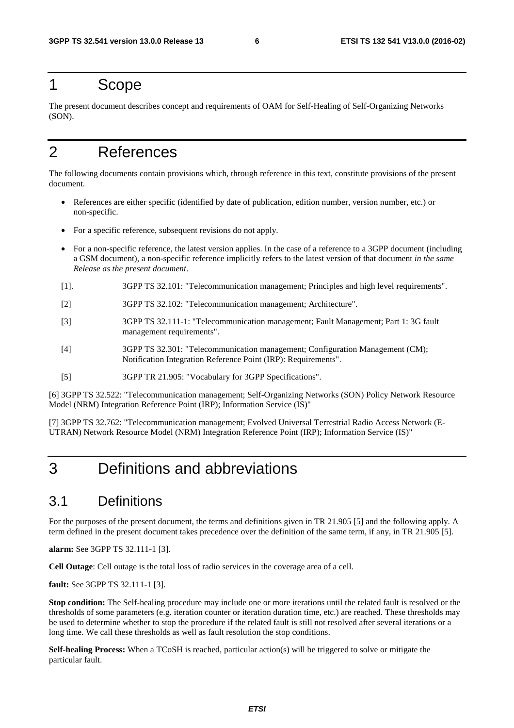# 1 Scope

The present document describes concept and requirements of OAM for Self-Healing of Self-Organizing Networks (SON).

# 2 References

The following documents contain provisions which, through reference in this text, constitute provisions of the present document.

- References are either specific (identified by date of publication, edition number, version number, etc.) or non-specific.
- For a specific reference, subsequent revisions do not apply.
- For a non-specific reference, the latest version applies. In the case of a reference to a 3GPP document (including a GSM document), a non-specific reference implicitly refers to the latest version of that document *in the same Release as the present document*.

[1]. 3GPP TS 32.101: "Telecommunication management; Principles and high level requirements".

[2] 3GPP TS 32.102: "Telecommunication management; Architecture".

[3] 3GPP TS 32.111-1: "Telecommunication management; Fault Management; Part 1: 3G fault management requirements".

[4] 3GPP TS 32.301: "Telecommunication management; Configuration Management (CM); Notification Integration Reference Point (IRP): Requirements".

[5] 3GPP TR 21.905: "Vocabulary for 3GPP Specifications".

[6] 3GPP TS 32.522: "Telecommunication management; Self-Organizing Networks (SON) Policy Network Resource Model (NRM) Integration Reference Point (IRP); Information Service (IS)"

[7] 3GPP TS 32.762: "Telecommunication management; Evolved Universal Terrestrial Radio Access Network (E-UTRAN) Network Resource Model (NRM) Integration Reference Point (IRP); Information Service (IS)"

# 3 Definitions and abbreviations

## 3.1 Definitions

For the purposes of the present document, the terms and definitions given in TR 21.905 [5] and the following apply. A term defined in the present document takes precedence over the definition of the same term, if any, in TR 21.905 [5].

**alarm:** See 3GPP TS 32.111-1 [3].

**Cell Outage**: Cell outage is the total loss of radio services in the coverage area of a cell.

**fault:** See 3GPP TS 32.111-1 [3].

**Stop condition:** The Self-healing procedure may include one or more iterations until the related fault is resolved or the thresholds of some parameters (e.g. iteration counter or iteration duration time, etc.) are reached. These thresholds may be used to determine whether to stop the procedure if the related fault is still not resolved after several iterations or a long time. We call these thresholds as well as fault resolution the stop conditions.

**Self-healing Process:** When a TCoSH is reached, particular action(s) will be triggered to solve or mitigate the particular fault.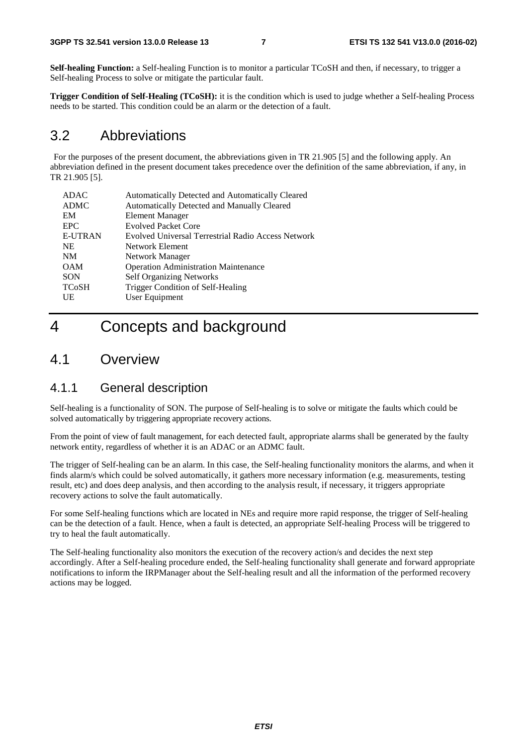**Self-healing Function:** a Self-healing Function is to monitor a particular TCoSH and then, if necessary, to trigger a Self-healing Process to solve or mitigate the particular fault.

**Trigger Condition of Self-Healing (TCoSH):** it is the condition which is used to judge whether a Self-healing Process needs to be started. This condition could be an alarm or the detection of a fault.

## 3.2 Abbreviations

For the purposes of the present document, the abbreviations given in TR 21.905 [5] and the following apply. An abbreviation defined in the present document takes precedence over the definition of the same abbreviation, if any, in TR 21.905 [5].

| | |
|---|---|
| ADAC | Automatically Detected and Automatically Cleared |
| ADMC | Automatically Detected and Manually Cleared |
| EM | Element Manager |
| EPC | Evolved Packet Core |
| E-UTRAN | Evolved Universal Terrestrial Radio Access Network |
| NE | Network Element |
| NM | Network Manager |
| OAM | Operation Administration Maintenance |
| SON | Self Organizing Networks |
| TCoSH | Trigger Condition of Self-Healing |
| UE | User Equipment |

# 4 Concepts and background

## 4.1 Overview

### 4.1.1 General description

Self-healing is a functionality of SON. The purpose of Self-healing is to solve or mitigate the faults which could be solved automatically by triggering appropriate recovery actions.

From the point of view of fault management, for each detected fault, appropriate alarms shall be generated by the faulty network entity, regardless of whether it is an ADAC or an ADMC fault.

The trigger of Self-healing can be an alarm. In this case, the Self-healing functionality monitors the alarms, and when it finds alarm/s which could be solved automatically, it gathers more necessary information (e.g. measurements, testing result, etc) and does deep analysis, and then according to the analysis result, if necessary, it triggers appropriate recovery actions to solve the fault automatically.

For some Self-healing functions which are located in NEs and require more rapid response, the trigger of Self-healing can be the detection of a fault. Hence, when a fault is detected, an appropriate Self-healing Process will be triggered to try to heal the fault automatically.

The Self-healing functionality also monitors the execution of the recovery action/s and decides the next step accordingly. After a Self-healing procedure ended, the Self-healing functionality shall generate and forward appropriate notifications to inform the IRPManager about the Self-healing result and all the information of the performed recovery actions may be logged.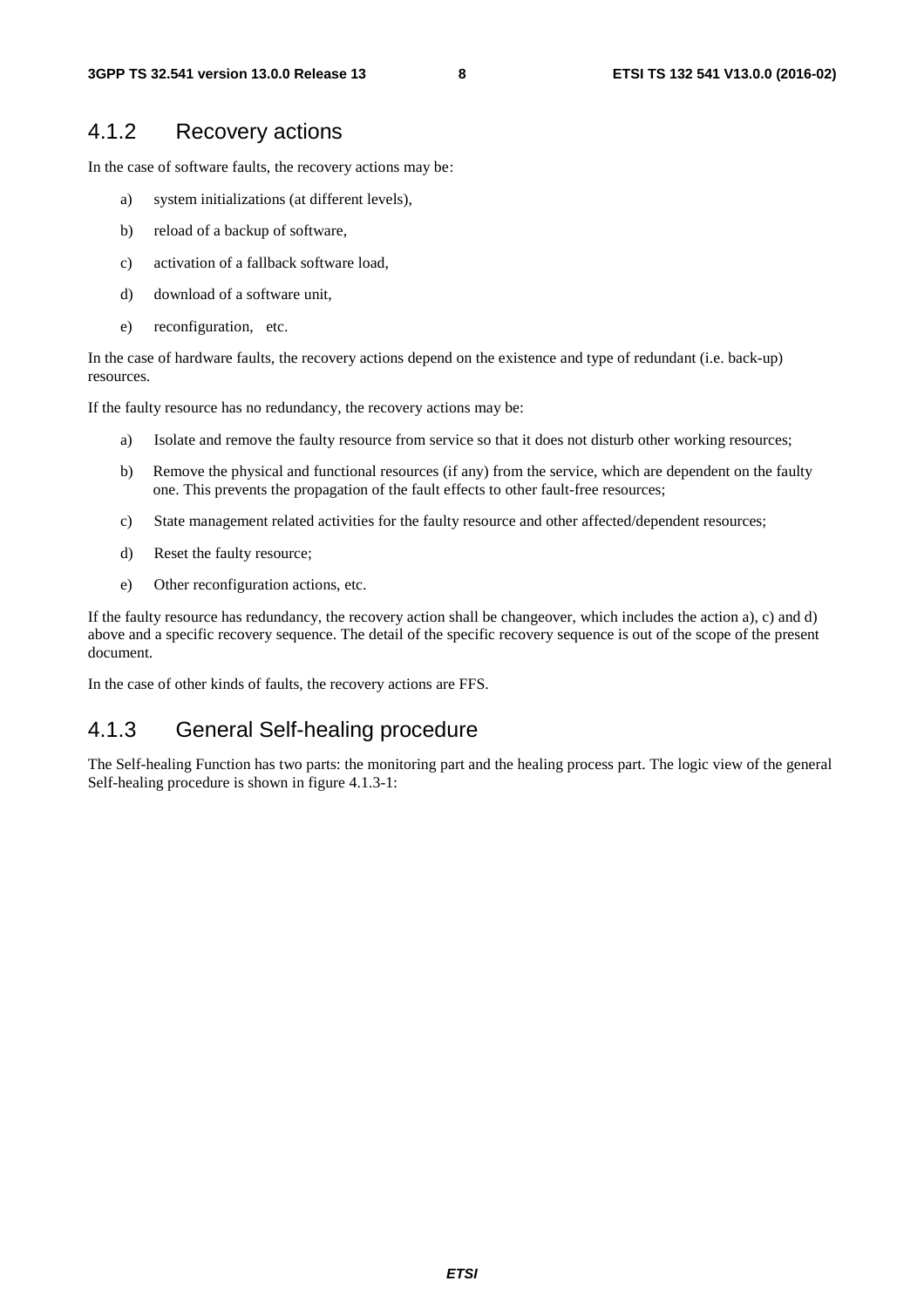### 4.1.2 Recovery actions

In the case of software faults, the recovery actions may be:

a) system initializations (at different levels),

b) reload of a backup of software,

c) activation of a fallback software load,

d) download of a software unit,

e) reconfiguration, etc.

In the case of hardware faults, the recovery actions depend on the existence and type of redundant (i.e. back-up) resources.

If the faulty resource has no redundancy, the recovery actions may be:

a) Isolate and remove the faulty resource from service so that it does not disturb other working resources;

b) Remove the physical and functional resources (if any) from the service, which are dependent on the faulty one. This prevents the propagation of the fault effects to other fault-free resources;

c) State management related activities for the faulty resource and other affected/dependent resources;

d) Reset the faulty resource;

e) Other reconfiguration actions, etc.

If the faulty resource has redundancy, the recovery action shall be changeover, which includes the action a), c) and d) above and a specific recovery sequence. The detail of the specific recovery sequence is out of the scope of the present document.

In the case of other kinds of faults, the recovery actions are FFS.

### 4.1.3 General Self-healing procedure

The Self-healing Function has two parts: the monitoring part and the healing process part. The logic view of the general Self-healing procedure is shown in figure 4.1.3-1: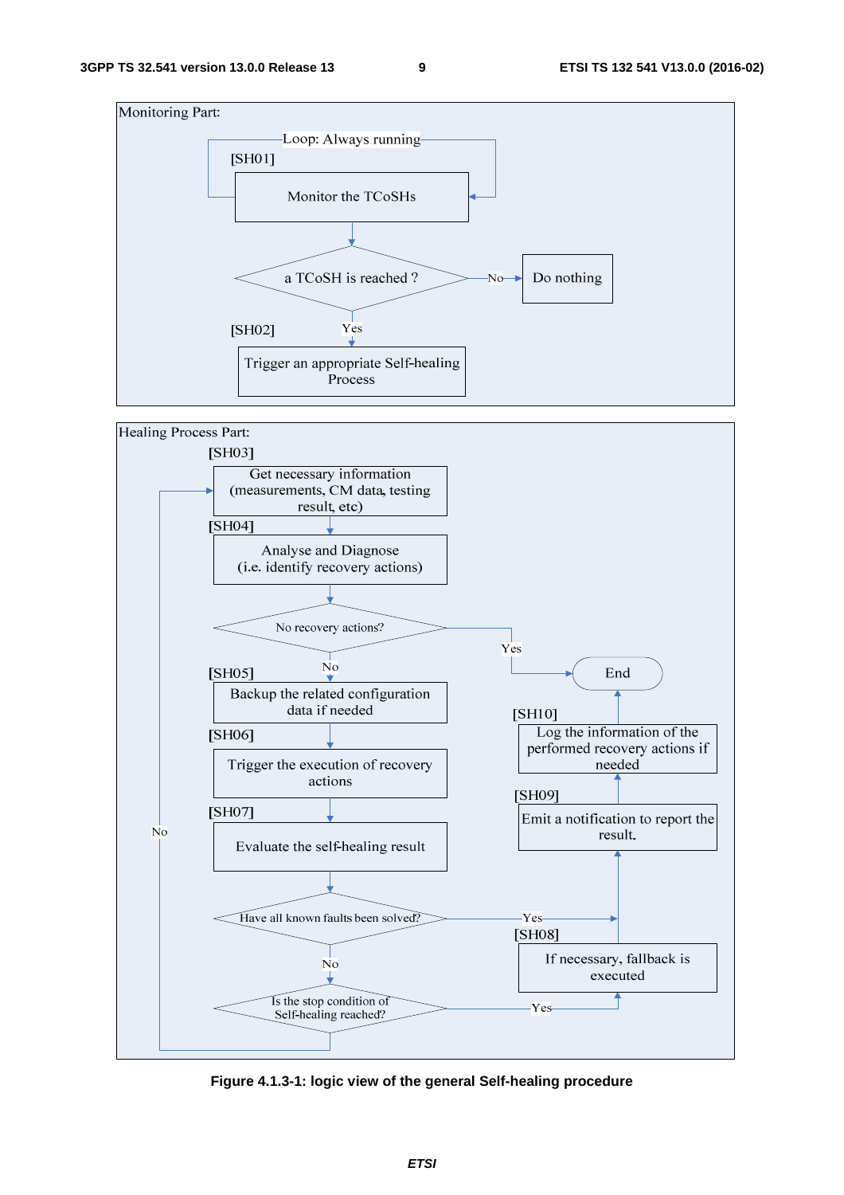Monitoring Part:

Loop: Always running

[SH01]

Monitor the TCoSHs

a TCoSH is reached ?

No → Do nothing

Yes

[SH02]

Trigger an appropriate Self-healing Process

Healing Process Part:

[SH03]

Get necessary information (measurements, CM data, testing result, etc)

[SH04]

Analyse and Diagnose (i.e. identify recovery actions)

No recovery actions?

Yes → End

No

[SH05]

Backup the related configuration data if needed

[SH06]

Trigger the execution of recovery actions

[SH07]

Evaluate the self-healing result

Have all known faults been solved?

Yes → [SH09]

No

Is the stop condition of Self-healing reached?

Yes → [SH08]

No → [SH03]

[SH08]

If necessary, fallback is executed

[SH09]

Emit a notification to report the result.

[SH10]

Log the information of the performed recovery actions if needed

End

**Figure 4.1.3-1: logic view of the general Self-healing procedure**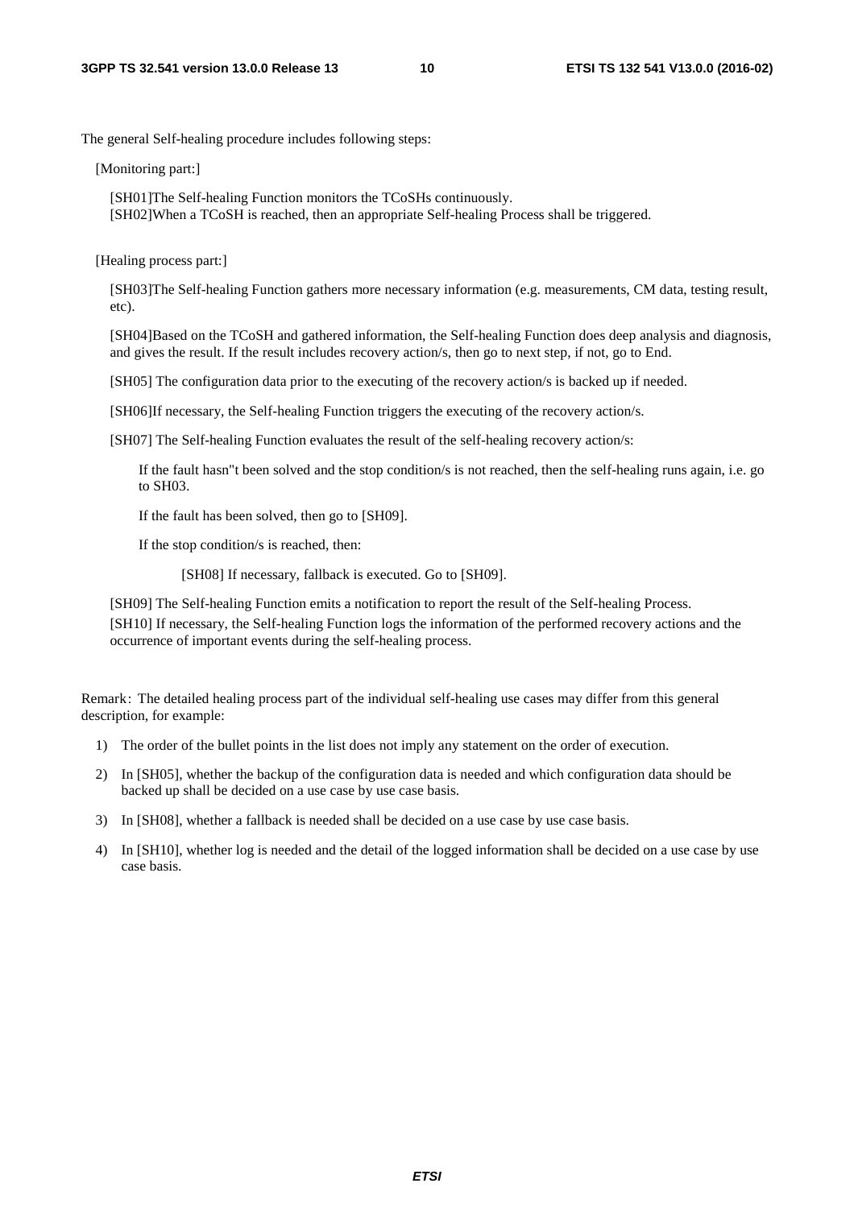The general Self-healing procedure includes following steps:

[Monitoring part:]

[SH01]The Self-healing Function monitors the TCoSHs continuously.
[SH02]When a TCoSH is reached, then an appropriate Self-healing Process shall be triggered.

[Healing process part:]

[SH03]The Self-healing Function gathers more necessary information (e.g. measurements, CM data, testing result, etc).

[SH04]Based on the TCoSH and gathered information, the Self-healing Function does deep analysis and diagnosis, and gives the result. If the result includes recovery action/s, then go to next step, if not, go to End.

[SH05] The configuration data prior to the executing of the recovery action/s is backed up if needed.

[SH06]If necessary, the Self-healing Function triggers the executing of the recovery action/s.

[SH07] The Self-healing Function evaluates the result of the self-healing recovery action/s:

If the fault hasn"t been solved and the stop condition/s is not reached, then the self-healing runs again, i.e. go to SH03.

If the fault has been solved, then go to [SH09].

If the stop condition/s is reached, then:

[SH08] If necessary, fallback is executed. Go to [SH09].

[SH09] The Self-healing Function emits a notification to report the result of the Self-healing Process.
[SH10] If necessary, the Self-healing Function logs the information of the performed recovery actions and the occurrence of important events during the self-healing process.

Remark: The detailed healing process part of the individual self-healing use cases may differ from this general description, for example:

1) The order of the bullet points in the list does not imply any statement on the order of execution.
2) In [SH05], whether the backup of the configuration data is needed and which configuration data should be backed up shall be decided on a use case by use case basis.
3) In [SH08], whether a fallback is needed shall be decided on a use case by use case basis.
4) In [SH10], whether log is needed and the detail of the logged information shall be decided on a use case by use case basis.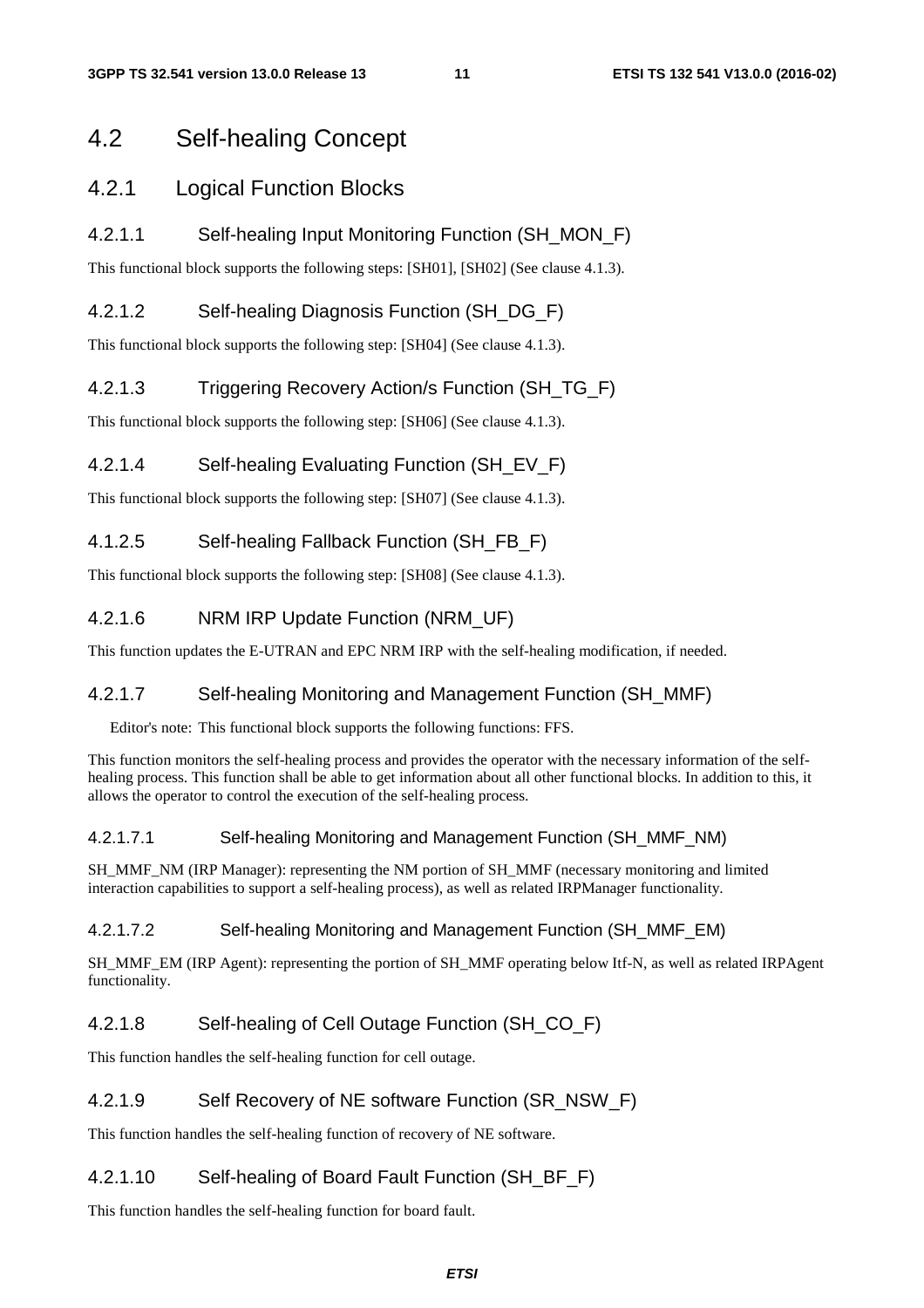## 4.2 Self-healing Concept

### 4.2.1 Logical Function Blocks

#### 4.2.1.1 Self-healing Input Monitoring Function (SH_MON_F)

This functional block supports the following steps: [SH01], [SH02] (See clause 4.1.3).

#### 4.2.1.2 Self-healing Diagnosis Function (SH_DG_F)

This functional block supports the following step: [SH04] (See clause 4.1.3).

#### 4.2.1.3 Triggering Recovery Action/s Function (SH_TG_F)

This functional block supports the following step: [SH06] (See clause 4.1.3).

#### 4.2.1.4 Self-healing Evaluating Function (SH_EV_F)

This functional block supports the following step: [SH07] (See clause 4.1.3).

#### 4.1.2.5 Self-healing Fallback Function (SH_FB_F)

This functional block supports the following step: [SH08] (See clause 4.1.3).

#### 4.2.1.6 NRM IRP Update Function (NRM_UF)

This function updates the E-UTRAN and EPC NRM IRP with the self-healing modification, if needed.

#### 4.2.1.7 Self-healing Monitoring and Management Function (SH_MMF)

Editor's note: This functional block supports the following functions: FFS.

This function monitors the self-healing process and provides the operator with the necessary information of the self-healing process. This function shall be able to get information about all other functional blocks. In addition to this, it allows the operator to control the execution of the self-healing process.

##### 4.2.1.7.1 Self-healing Monitoring and Management Function (SH_MMF_NM)

SH_MMF_NM (IRP Manager): representing the NM portion of SH_MMF (necessary monitoring and limited interaction capabilities to support a self-healing process), as well as related IRPManager functionality.

##### 4.2.1.7.2 Self-healing Monitoring and Management Function (SH_MMF_EM)

SH_MMF_EM (IRP Agent): representing the portion of SH_MMF operating below Itf-N, as well as related IRPAgent functionality.

#### 4.2.1.8 Self-healing of Cell Outage Function (SH_CO_F)

This function handles the self-healing function for cell outage.

#### 4.2.1.9 Self Recovery of NE software Function (SR_NSW_F)

This function handles the self-healing function of recovery of NE software.

#### 4.2.1.10 Self-healing of Board Fault Function (SH_BF_F)

This function handles the self-healing function for board fault.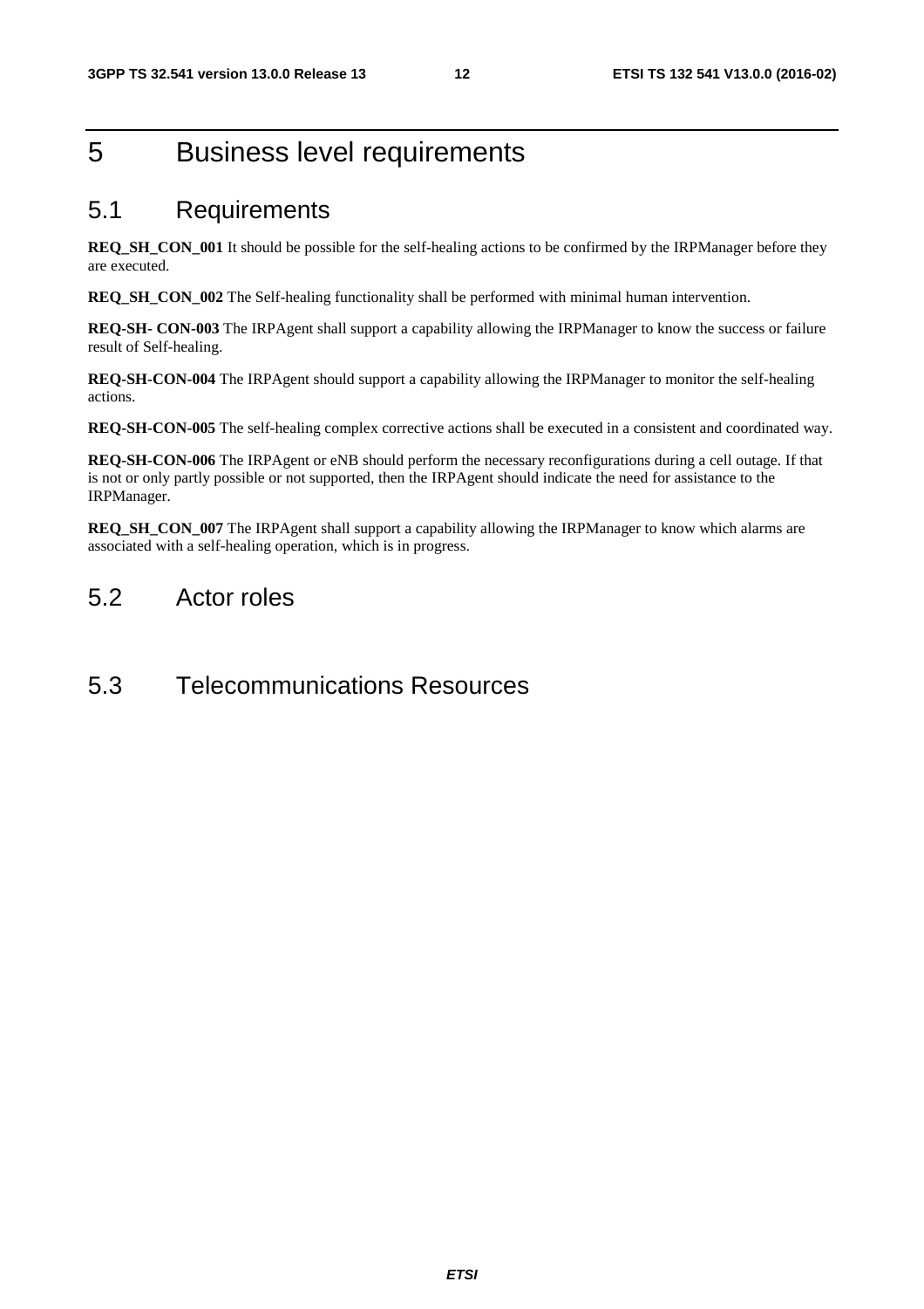# 5 Business level requirements

## 5.1 Requirements

**REQ_SH_CON_001** It should be possible for the self-healing actions to be confirmed by the IRPManager before they are executed.

**REQ_SH_CON_002** The Self-healing functionality shall be performed with minimal human intervention.

**REQ-SH- CON-003** The IRPAgent shall support a capability allowing the IRPManager to know the success or failure result of Self-healing.

**REQ-SH-CON-004** The IRPAgent should support a capability allowing the IRPManager to monitor the self-healing actions.

**REQ-SH-CON-005** The self-healing complex corrective actions shall be executed in a consistent and coordinated way.

**REQ-SH-CON-006** The IRPAgent or eNB should perform the necessary reconfigurations during a cell outage. If that is not or only partly possible or not supported, then the IRPAgent should indicate the need for assistance to the IRPManager.

**REQ_SH_CON_007** The IRPAgent shall support a capability allowing the IRPManager to know which alarms are associated with a self-healing operation, which is in progress.

## 5.2 Actor roles

## 5.3 Telecommunications Resources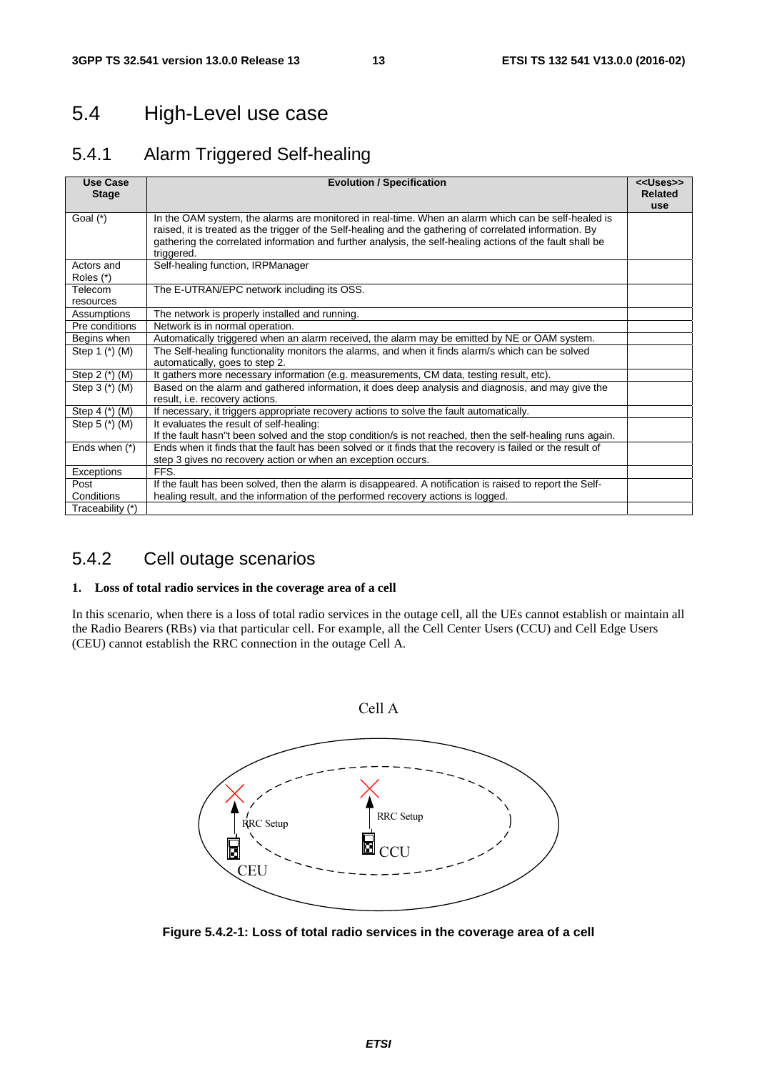## 5.4 High-Level use case

### 5.4.1 Alarm Triggered Self-healing

| Use Case Stage | Evolution / Specification | <<Uses>> Related use |
|---|---|---|
| Goal (*) | In the OAM system, the alarms are monitored in real-time. When an alarm which can be self-healed is raised, it is treated as the trigger of the Self-healing and the gathering of correlated information. By gathering the correlated information and further analysis, the self-healing actions of the fault shall be triggered. | |
| Actors and Roles (*) | Self-healing function, IRPManager | |
| Telecom resources | The E-UTRAN/EPC network including its OSS. | |
| Assumptions | The network is properly installed and running. | |
| Pre conditions | Network is in normal operation. | |
| Begins when | Automatically triggered when an alarm received, the alarm may be emitted by NE or OAM system. | |
| Step 1 (*) (M) | The Self-healing functionality monitors the alarms, and when it finds alarm/s which can be solved automatically, goes to step 2. | |
| Step 2 (*) (M) | It gathers more necessary information (e.g. measurements, CM data, testing result, etc). | |
| Step 3 (*) (M) | Based on the alarm and gathered information, it does deep analysis and diagnosis, and may give the result, i.e. recovery actions. | |
| Step 4 (*) (M) | If necessary, it triggers appropriate recovery actions to solve the fault automatically. | |
| Step 5 (*) (M) | It evaluates the result of self-healing:<br>If the fault hasn"t been solved and the stop condition/s is not reached, then the self-healing runs again. | |
| Ends when (*) | Ends when it finds that the fault has been solved or it finds that the recovery is failed or the result of step 3 gives no recovery action or when an exception occurs. | |
| Exceptions | FFS. | |
| Post Conditions | If the fault has been solved, then the alarm is disappeared. A notification is raised to report the Self-healing result, and the information of the performed recovery actions is logged. | |
| Traceability (*) | | |

### 5.4.2 Cell outage scenarios

**1. Loss of total radio services in the coverage area of a cell**

In this scenario, when there is a loss of total radio services in the outage cell, all the UEs cannot establish or maintain all the Radio Bearers (RBs) via that particular cell. For example, all the Cell Center Users (CCU) and Cell Edge Users (CEU) cannot establish the RRC connection in the outage Cell A.

**Figure 5.4.2-1: Loss of total radio services in the coverage area of a cell**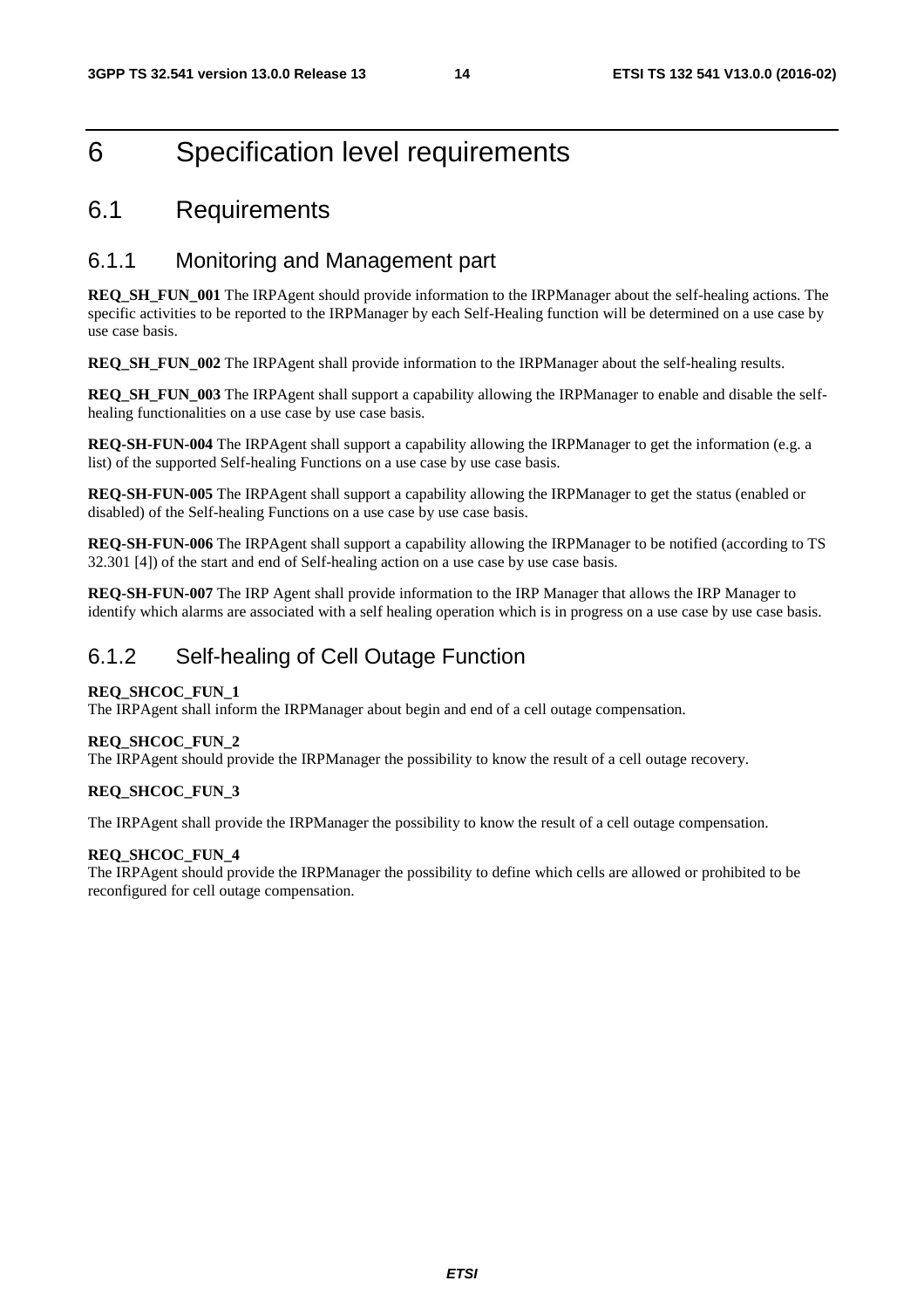# 6 Specification level requirements

## 6.1 Requirements

### 6.1.1 Monitoring and Management part

**REQ_SH_FUN_001** The IRPAgent should provide information to the IRPManager about the self-healing actions. The specific activities to be reported to the IRPManager by each Self-Healing function will be determined on a use case by use case basis.

**REQ_SH_FUN_002** The IRPAgent shall provide information to the IRPManager about the self-healing results.

**REQ_SH_FUN_003** The IRPAgent shall support a capability allowing the IRPManager to enable and disable the self-healing functionalities on a use case by use case basis.

**REQ-SH-FUN-004** The IRPAgent shall support a capability allowing the IRPManager to get the information (e.g. a list) of the supported Self-healing Functions on a use case by use case basis.

**REQ-SH-FUN-005** The IRPAgent shall support a capability allowing the IRPManager to get the status (enabled or disabled) of the Self-healing Functions on a use case by use case basis.

**REQ-SH-FUN-006** The IRPAgent shall support a capability allowing the IRPManager to be notified (according to TS 32.301 [4]) of the start and end of Self-healing action on a use case by use case basis.

**REQ-SH-FUN-007** The IRP Agent shall provide information to the IRP Manager that allows the IRP Manager to identify which alarms are associated with a self healing operation which is in progress on a use case by use case basis.

### 6.1.2 Self-healing of Cell Outage Function

**REQ_SHCOC_FUN_1**
The IRPAgent shall inform the IRPManager about begin and end of a cell outage compensation.

**REQ_SHCOC_FUN_2**
The IRPAgent should provide the IRPManager the possibility to know the result of a cell outage recovery.

**REQ_SHCOC_FUN_3**

The IRPAgent shall provide the IRPManager the possibility to know the result of a cell outage compensation.

**REQ_SHCOC_FUN_4**
The IRPAgent should provide the IRPManager the possibility to define which cells are allowed or prohibited to be reconfigured for cell outage compensation.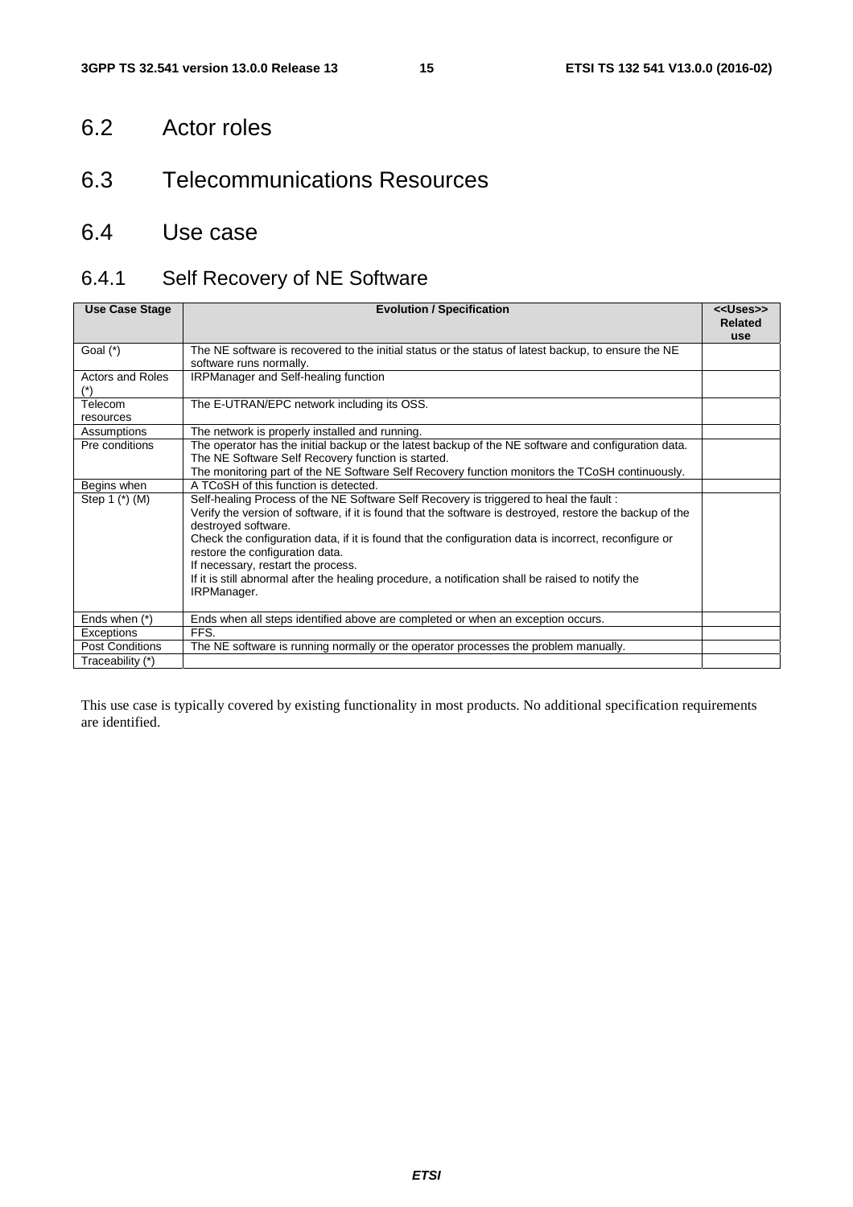## 6.2 Actor roles

## 6.3 Telecommunications Resources

## 6.4 Use case

### 6.4.1 Self Recovery of NE Software

| Use Case Stage | Evolution / Specification | <<Uses>> Related use |
| --- | --- | --- |
| Goal (*) | The NE software is recovered to the initial status or the status of latest backup, to ensure the NE software runs normally. | |
| Actors and Roles (*) | IRPManager and Self-healing function | |
| Telecom resources | The E-UTRAN/EPC network including its OSS. | |
| Assumptions | The network is properly installed and running. | |
| Pre conditions | The operator has the initial backup or the latest backup of the NE software and configuration data.<br>The NE Software Self Recovery function is started.<br>The monitoring part of the NE Software Self Recovery function monitors the TCoSH continuously. | |
| Begins when | A TCoSH of this function is detected. | |
| Step 1 (*) (M) | Self-healing Process of the NE Software Self Recovery is triggered to heal the fault :<br>Verify the version of software, if it is found that the software is destroyed, restore the backup of the destroyed software.<br>Check the configuration data, if it is found that the configuration data is incorrect, reconfigure or restore the configuration data.<br>If necessary, restart the process.<br>If it is still abnormal after the healing procedure, a notification shall be raised to notify the IRPManager. | |
| Ends when (*) | Ends when all steps identified above are completed or when an exception occurs. | |
| Exceptions | FFS. | |
| Post Conditions | The NE software is running normally or the operator processes the problem manually. | |
| Traceability (*) | | |

This use case is typically covered by existing functionality in most products. No additional specification requirements are identified.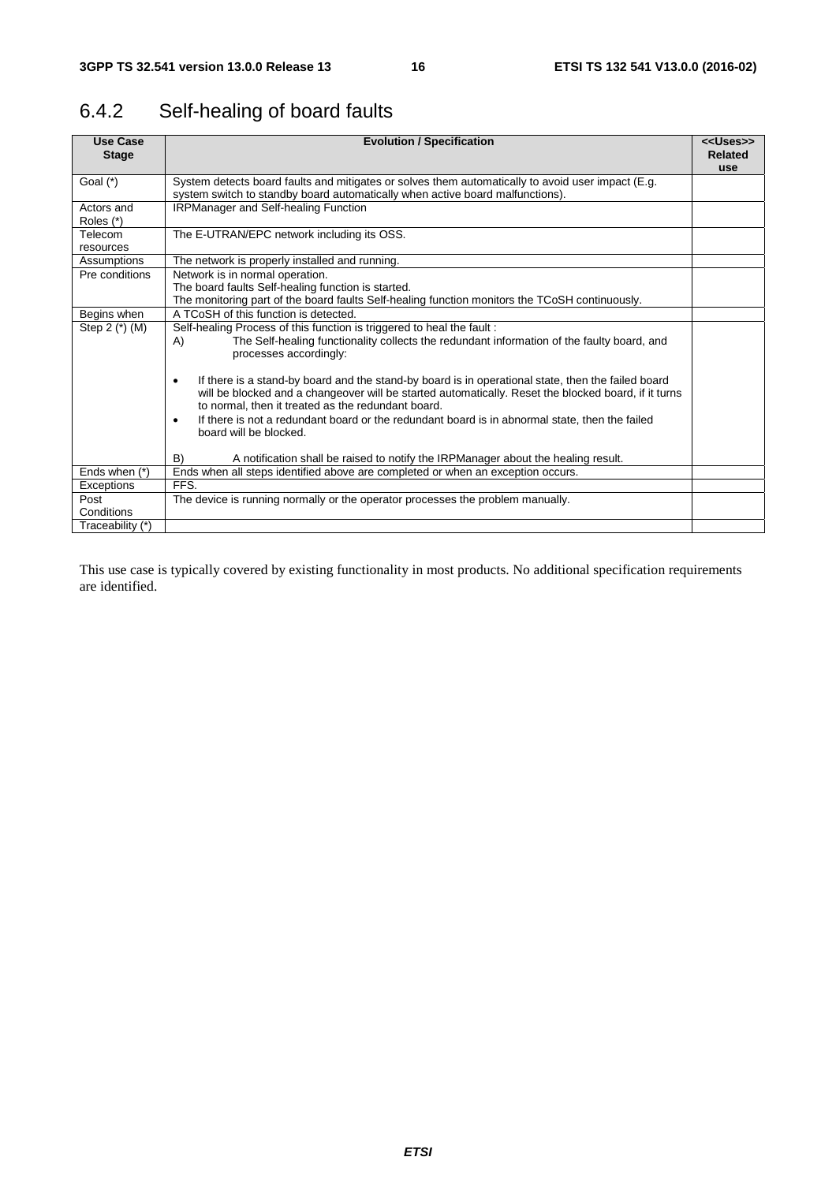## 6.4.2 Self-healing of board faults

| Use Case Stage | Evolution / Specification | <<Uses>> Related use |
|---|---|---|
| Goal (*) | System detects board faults and mitigates or solves them automatically to avoid user impact (E.g. system switch to standby board automatically when active board malfunctions). | |
| Actors and Roles (*) | IRPManager and Self-healing Function | |
| Telecom resources | The E-UTRAN/EPC network including its OSS. | |
| Assumptions | The network is properly installed and running. | |
| Pre conditions | Network is in normal operation.<br>The board faults Self-healing function is started.<br>The monitoring part of the board faults Self-healing function monitors the TCoSH continuously. | |
| Begins when | A TCoSH of this function is detected. | |
| Step 2 (*) (M) | Self-healing Process of this function is triggered to heal the fault :<br>A) The Self-healing functionality collects the redundant information of the faulty board, and processes accordingly:<br>• If there is a stand-by board and the stand-by board is in operational state, then the failed board will be blocked and a changeover will be started automatically. Reset the blocked board, if it turns to normal, then it treated as the redundant board.<br>• If there is not a redundant board or the redundant board is in abnormal state, then the failed board will be blocked.<br>B) A notification shall be raised to notify the IRPManager about the healing result. | |
| Ends when (*) | Ends when all steps identified above are completed or when an exception occurs. | |
| Exceptions | FFS. | |
| Post Conditions | The device is running normally or the operator processes the problem manually. | |
| Traceability (*) | | |

This use case is typically covered by existing functionality in most products. No additional specification requirements are identified.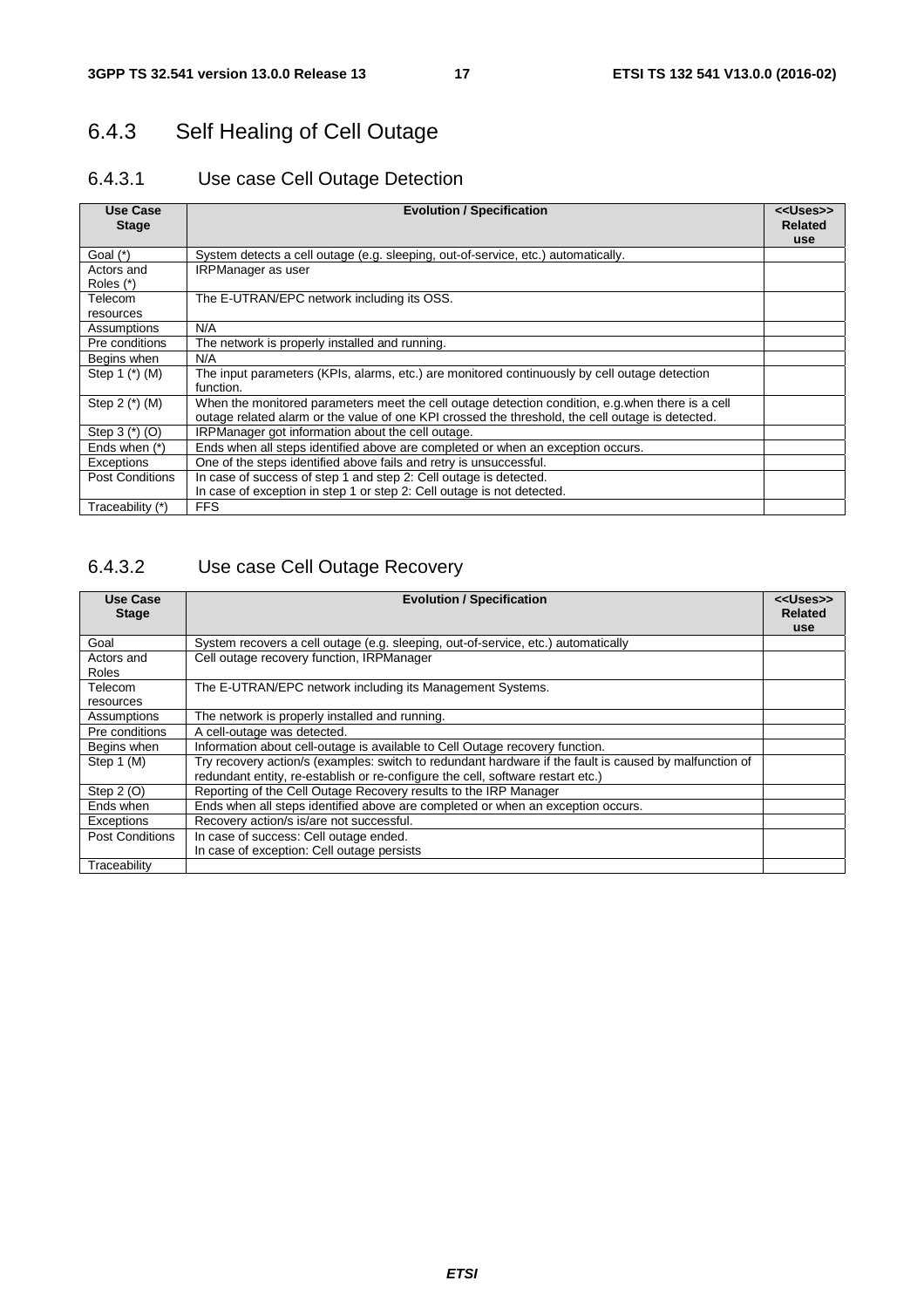## 6.4.3 Self Healing of Cell Outage

### 6.4.3.1 Use case Cell Outage Detection

| Use Case Stage | Evolution / Specification | <<Uses>> Related use |
|---|---|---|
| Goal (*) | System detects a cell outage (e.g. sleeping, out-of-service, etc.) automatically. | |
| Actors and Roles (*) | IRPManager as user | |
| Telecom resources | The E-UTRAN/EPC network including its OSS. | |
| Assumptions | N/A | |
| Pre conditions | The network is properly installed and running. | |
| Begins when | N/A | |
| Step 1 (*) (M) | The input parameters (KPIs, alarms, etc.) are monitored continuously by cell outage detection function. | |
| Step 2 (*) (M) | When the monitored parameters meet the cell outage detection condition, e.g.when there is a cell outage related alarm or the value of one KPI crossed the threshold, the cell outage is detected. | |
| Step 3 (*) (O) | IRPManager got information about the cell outage. | |
| Ends when (*) | Ends when all steps identified above are completed or when an exception occurs. | |
| Exceptions | One of the steps identified above fails and retry is unsuccessful. | |
| Post Conditions | In case of success of step 1 and step 2: Cell outage is detected.<br>In case of exception in step 1 or step 2: Cell outage is not detected. | |
| Traceability (*) | FFS | |

### 6.4.3.2 Use case Cell Outage Recovery

| Use Case Stage | Evolution / Specification | <<Uses>> Related use |
|---|---|---|
| Goal | System recovers a cell outage (e.g. sleeping, out-of-service, etc.) automatically | |
| Actors and Roles | Cell outage recovery function, IRPManager | |
| Telecom resources | The E-UTRAN/EPC network including its Management Systems. | |
| Assumptions | The network is properly installed and running. | |
| Pre conditions | A cell-outage was detected. | |
| Begins when | Information about cell-outage is available to Cell Outage recovery function. | |
| Step 1 (M) | Try recovery action/s (examples: switch to redundant hardware if the fault is caused by malfunction of redundant entity, re-establish or re-configure the cell, software restart etc.) | |
| Step 2 (O) | Reporting of the Cell Outage Recovery results to the IRP Manager | |
| Ends when | Ends when all steps identified above are completed or when an exception occurs. | |
| Exceptions | Recovery action/s is/are not successful. | |
| Post Conditions | In case of success: Cell outage ended.<br>In case of exception: Cell outage persists | |
| Traceability | | |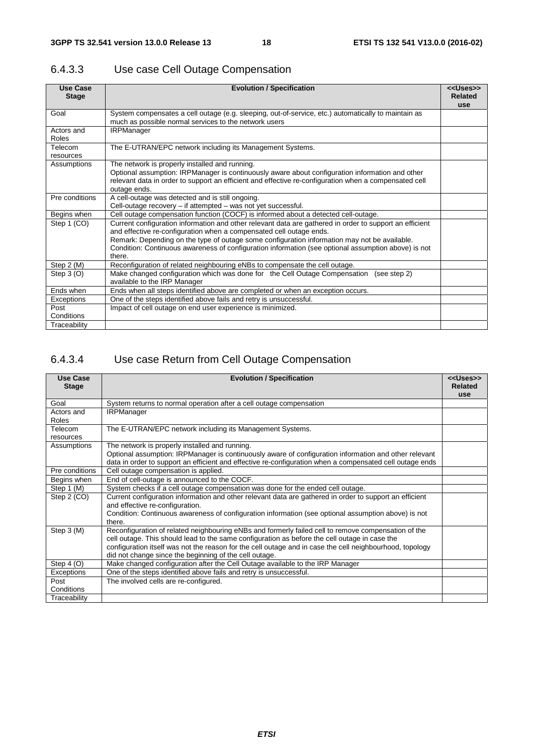### 6.4.3.3 Use case Cell Outage Compensation

| Use Case Stage | Evolution / Specification | <<Uses>> Related use |
|---|---|---|
| Goal | System compensates a cell outage (e.g. sleeping, out-of-service, etc.) automatically to maintain as much as possible normal services to the network users | |
| Actors and Roles | IRPManager | |
| Telecom resources | The E-UTRAN/EPC network including its Management Systems. | |
| Assumptions | The network is properly installed and running.<br>Optional assumption: IRPManager is continuously aware about configuration information and other relevant data in order to support an efficient and effective re-configuration when a compensated cell outage ends. | |
| Pre conditions | A cell-outage was detected and is still ongoing.<br>Cell-outage recovery – if attempted – was not yet successful. | |
| Begins when | Cell outage compensation function (COCF) is informed about a detected cell-outage. | |
| Step 1 (CO) | Current configuration information and other relevant data are gathered in order to support an efficient and effective re-configuration when a compensated cell outage ends.<br>Remark: Depending on the type of outage some configuration information may not be available.<br>Condition: Continuous awareness of configuration information (see optional assumption above) is not there. | |
| Step 2 (M) | Reconfiguration of related neighbouring eNBs to compensate the cell outage. | |
| Step 3 (O) | Make changed configuration which was done for the Cell Outage Compensation (see step 2) available to the IRP Manager | |
| Ends when | Ends when all steps identified above are completed or when an exception occurs. | |
| Exceptions | One of the steps identified above fails and retry is unsuccessful. | |
| Post Conditions | Impact of cell outage on end user experience is minimized. | |
| Traceability | | |

### 6.4.3.4 Use case Return from Cell Outage Compensation

| Use Case Stage | Evolution / Specification | <<Uses>> Related use |
|---|---|---|
| Goal | System returns to normal operation after a cell outage compensation | |
| Actors and Roles | IRPManager | |
| Telecom resources | The E-UTRAN/EPC network including its Management Systems. | |
| Assumptions | The network is properly installed and running.<br>Optional assumption: IRPManager is continuously aware of configuration information and other relevant data in order to support an efficient and effective re-configuration when a compensated cell outage ends | |
| Pre conditions | Cell outage compensation is applied. | |
| Begins when | End of cell-outage is announced to the COCF. | |
| Step 1 (M) | System checks if a cell outage compensation was done for the ended cell outage. | |
| Step 2 (CO) | Current configuration information and other relevant data are gathered in order to support an efficient and effective re-configuration.<br>Condition: Continuous awareness of configuration information (see optional assumption above) is not there. | |
| Step 3 (M) | Reconfiguration of related neighbouring eNBs and formerly failed cell to remove compensation of the cell outage. This should lead to the same configuration as before the cell outage in case the configuration itself was not the reason for the cell outage and in case the cell neighbourhood, topology did not change since the beginning of the cell outage. | |
| Step 4 (O) | Make changed configuration after the Cell Outage available to the IRP Manager | |
| Exceptions | One of the steps identified above fails and retry is unsuccessful. | |
| Post Conditions | The involved cells are re-configured. | |
| Traceability | | |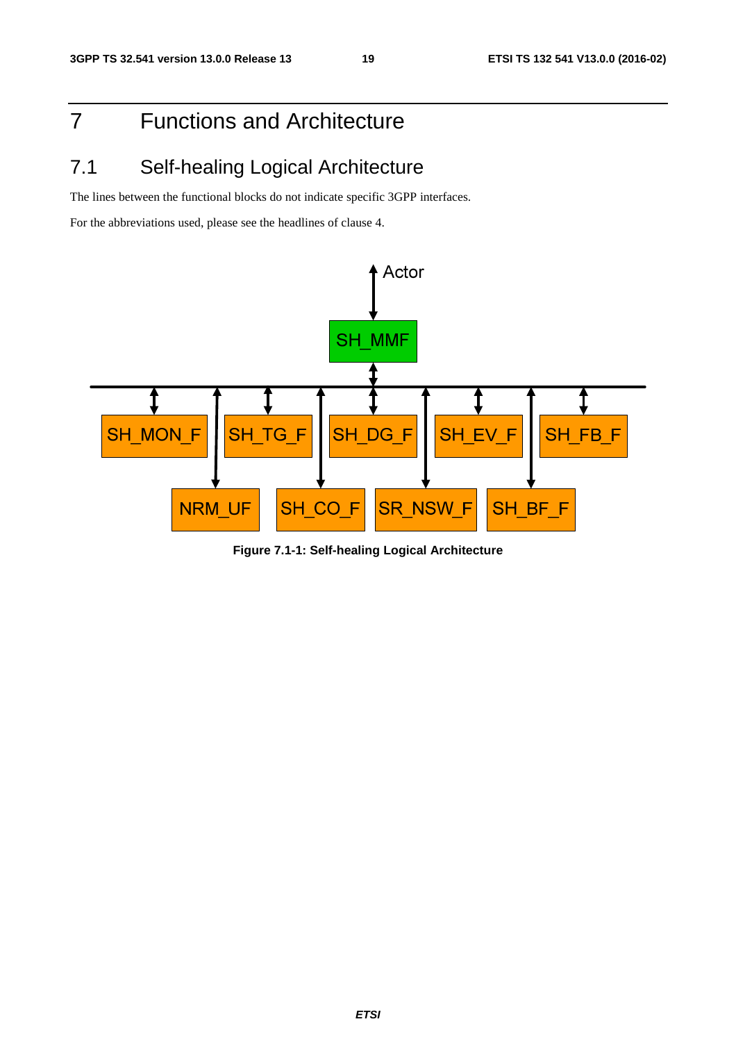# 7 Functions and Architecture

## 7.1 Self-healing Logical Architecture

The lines between the functional blocks do not indicate specific 3GPP interfaces.

For the abbreviations used, please see the headlines of clause 4.

Figure 7.1-1: Self-healing Logical Architecture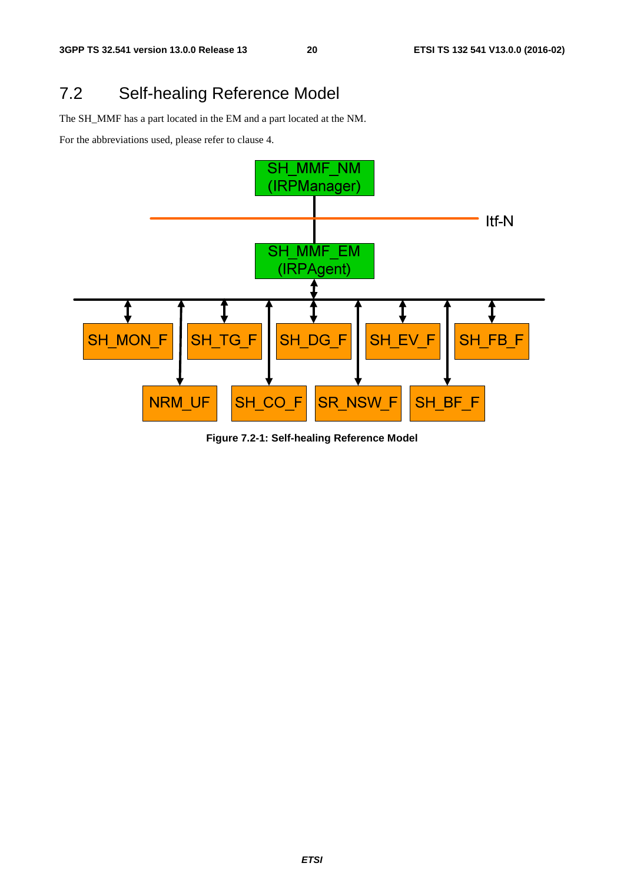## 7.2 Self-healing Reference Model

The SH_MMF has a part located in the EM and a part located at the NM.

For the abbreviations used, please refer to clause 4.

Figure 7.2-1: Self-healing Reference Model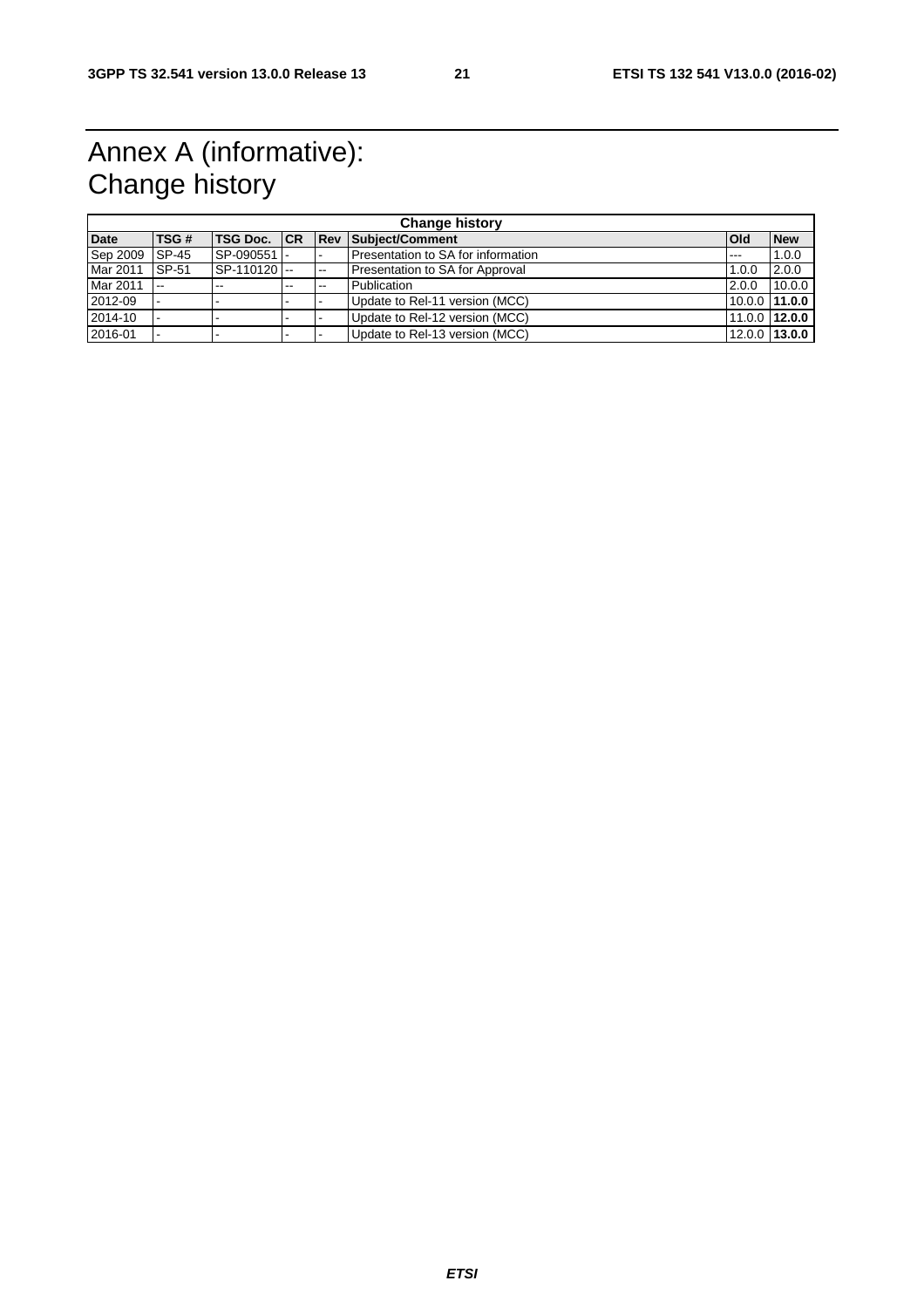# Annex A (informative): Change history

| Change history | | | | | | | |
|---|---|---|---|---|---|---|---|
| **Date** | **TSG #** | **TSG Doc.** | **CR** | **Rev** | **Subject/Comment** | **Old** | **New** |
| Sep 2009 | SP-45 | SP-090551 | - | - | Presentation to SA for information | --- | 1.0.0 |
| Mar 2011 | SP-51 | SP-110120 | -- | -- | Presentation to SA for Approval | 1.0.0 | 2.0.0 |
| Mar 2011 | -- | -- | -- | -- | Publication | 2.0.0 | 10.0.0 |
| 2012-09 | - | - | - | - | Update to Rel-11 version (MCC) | 10.0.0 | **11.0.0** |
| 2014-10 | - | - | - | - | Update to Rel-12 version (MCC) | 11.0.0 | **12.0.0** |
| 2016-01 | - | - | - | - | Update to Rel-13 version (MCC) | 12.0.0 | **13.0.0** |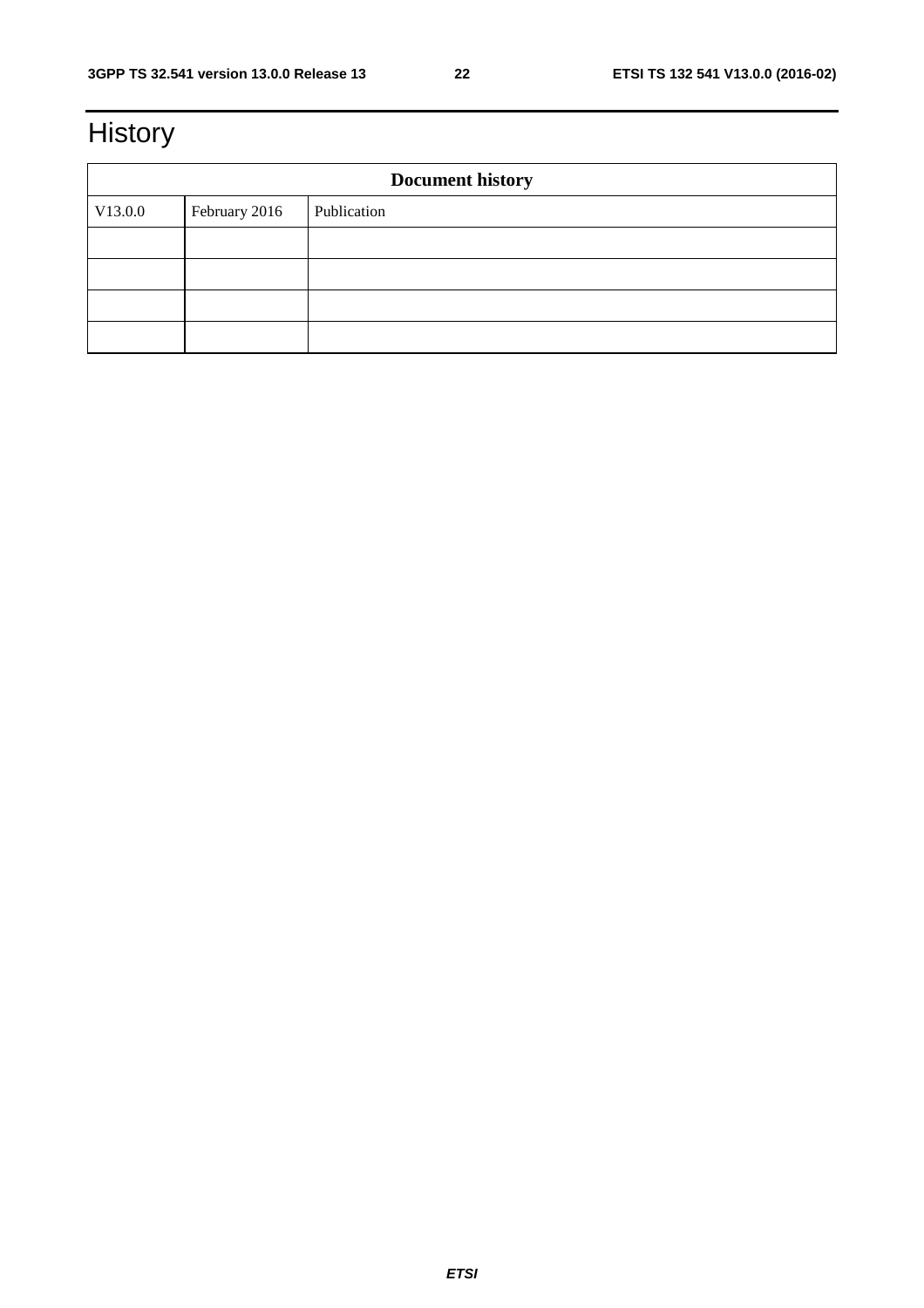# History

| Document history | | |
|---|---|---|
| V13.0.0 | February 2016 | Publication |
| | | |
| | | |
| | | |
| | | |